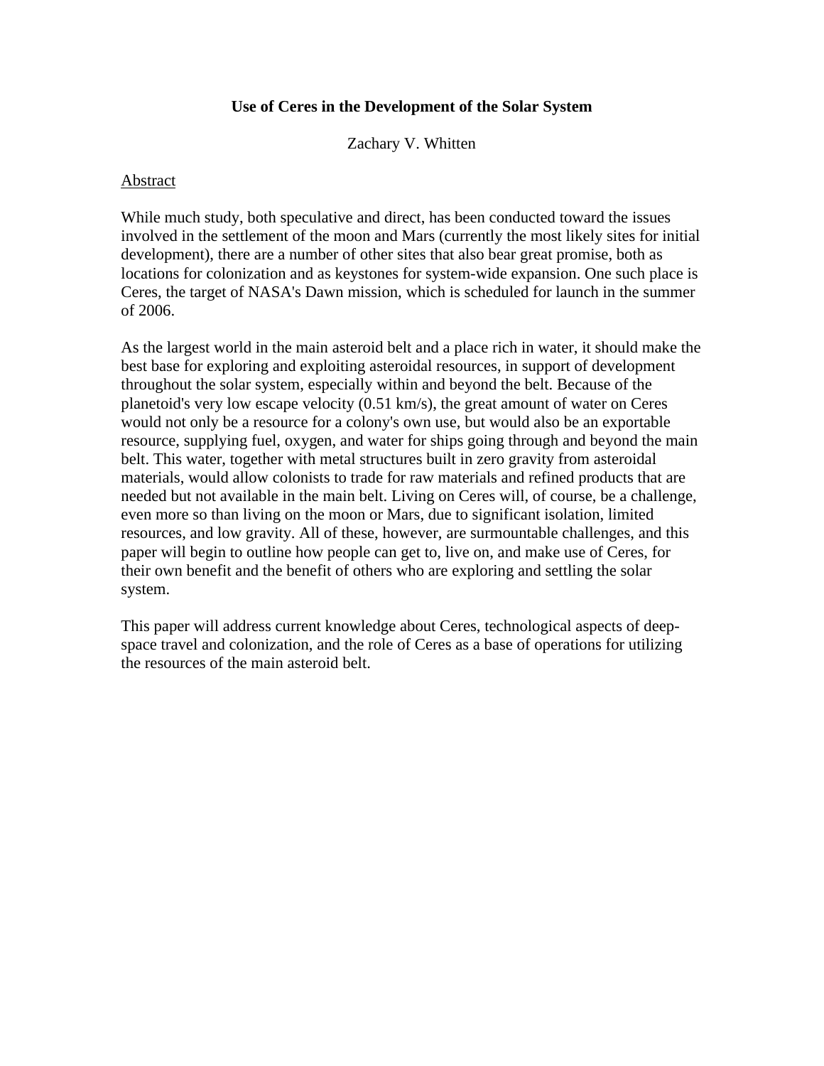# Use of Ceres in the Development of the Solar System

Zachary V. Whitten

## Abstract

While much study, both speculative and direct, has been conducted toward the issues involved in the settlement of the moon and Mars (currently the most likely sites for initial development), there are a number of other sites that also bear great promise, both as locations for colonization and as keystones for system-wide expansion. One such place is Ceres, the target of NASA's Dawn mission, which is scheduled for launch in the summer of 2006.

As the largest world in the main asteroid belt and a place rich in water, it should make the best base for exploring and exploiting asteroidal resources, in support of development throughout the solar system, especially within and beyond the belt. Because of the planetoid's very low escape velocity (0.51 km/s), the great amount of water on Ceres would not only be a resource for a colony's own use, but would also be an exportable resource, supplying fuel, oxygen, and water for ships going through and beyond the main belt. This water, together with metal structures built in zero gravity from asteroidal materials, would allow colonists to trade for raw materials and refined products that are needed but not available in the main belt. Living on Ceres will, of course, be a challenge, even more so than living on the moon or Mars, due to significant isolation, limited resources, and low gravity. All of these, however, are surmountable challenges, and this paper will begin to outline how people can get to, live on, and make use of Ceres, for their own benefit and the benefit of others who are exploring and settling the solar system.

This paper will address current knowledge about Ceres, technological aspects of deep-space travel and colonization, and the role of Ceres as a base of operations for utilizing the resources of the main asteroid belt.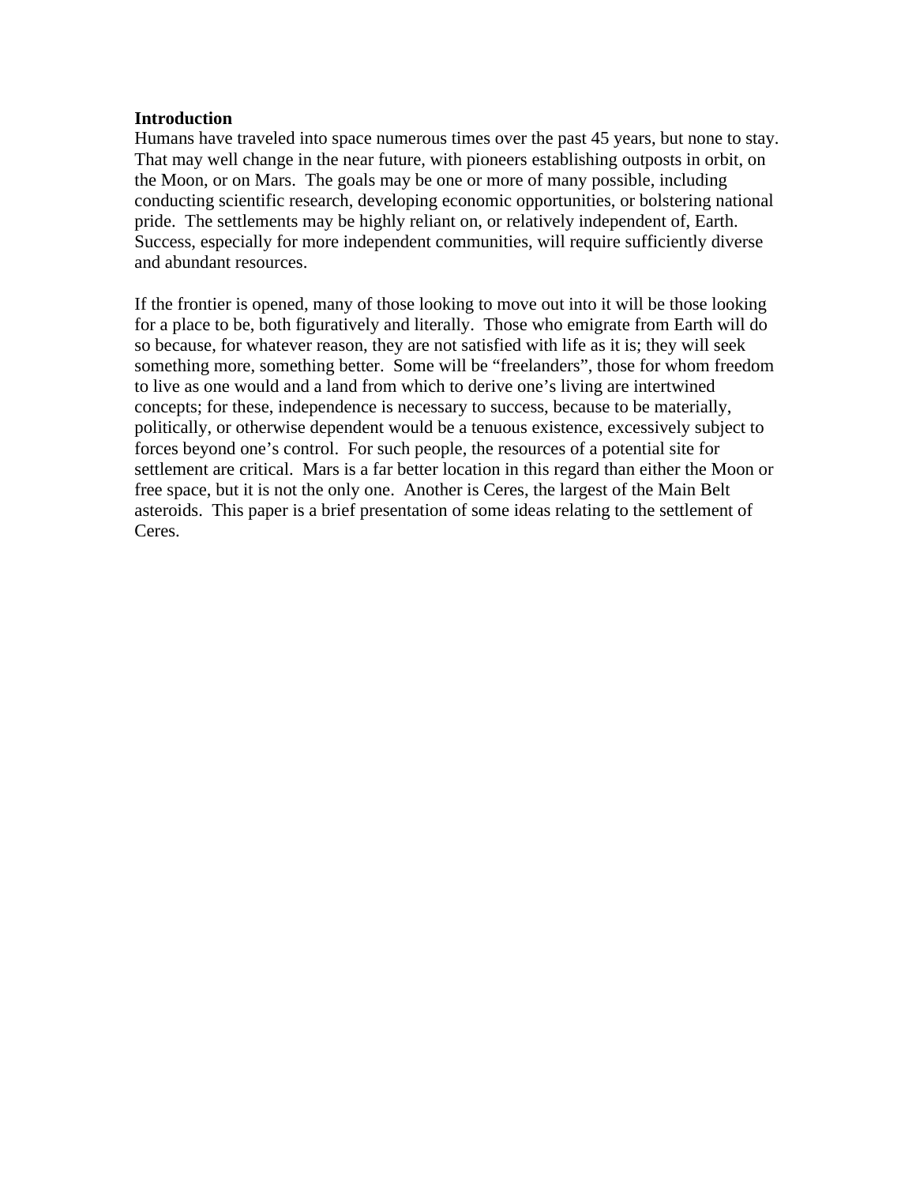## Introduction

Humans have traveled into space numerous times over the past 45 years, but none to stay. That may well change in the near future, with pioneers establishing outposts in orbit, on the Moon, or on Mars. The goals may be one or more of many possible, including conducting scientific research, developing economic opportunities, or bolstering national pride. The settlements may be highly reliant on, or relatively independent of, Earth. Success, especially for more independent communities, will require sufficiently diverse and abundant resources.

If the frontier is opened, many of those looking to move out into it will be those looking for a place to be, both figuratively and literally. Those who emigrate from Earth will do so because, for whatever reason, they are not satisfied with life as it is; they will seek something more, something better. Some will be "freelanders", those for whom freedom to live as one would and a land from which to derive one's living are intertwined concepts; for these, independence is necessary to success, because to be materially, politically, or otherwise dependent would be a tenuous existence, excessively subject to forces beyond one's control. For such people, the resources of a potential site for settlement are critical. Mars is a far better location in this regard than either the Moon or free space, but it is not the only one. Another is Ceres, the largest of the Main Belt asteroids. This paper is a brief presentation of some ideas relating to the settlement of Ceres.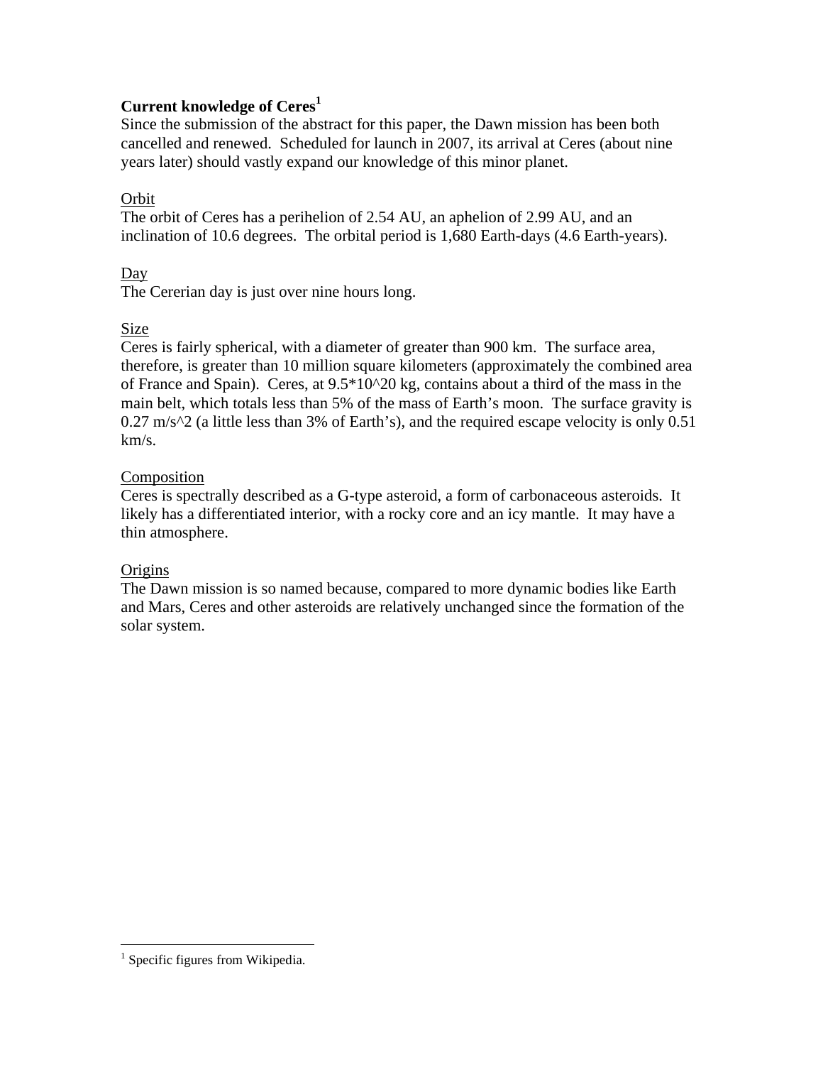**Current knowledge of Ceres[1]**

Since the submission of the abstract for this paper, the Dawn mission has been both cancelled and renewed. Scheduled for launch in 2007, its arrival at Ceres (about nine years later) should vastly expand our knowledge of this minor planet.

<u>Orbit</u>

The orbit of Ceres has a perihelion of 2.54 AU, an aphelion of 2.99 AU, and an inclination of 10.6 degrees. The orbital period is 1,680 Earth-days (4.6 Earth-years).

<u>Day</u>

The Cererian day is just over nine hours long.

<u>Size</u>

Ceres is fairly spherical, with a diameter of greater than 900 km. The surface area, therefore, is greater than 10 million square kilometers (approximately the combined area of France and Spain). Ceres, at 9.5*10^20 kg, contains about a third of the mass in the main belt, which totals less than 5% of the mass of Earth's moon. The surface gravity is 0.27 m/s^2 (a little less than 3% of Earth's), and the required escape velocity is only 0.51 km/s.

<u>Composition</u>

Ceres is spectrally described as a G-type asteroid, a form of carbonaceous asteroids. It likely has a differentiated interior, with a rocky core and an icy mantle. It may have a thin atmosphere.

<u>Origins</u>

The Dawn mission is so named because, compared to more dynamic bodies like Earth and Mars, Ceres and other asteroids are relatively unchanged since the formation of the solar system.

---

[1] Specific figures from Wikipedia.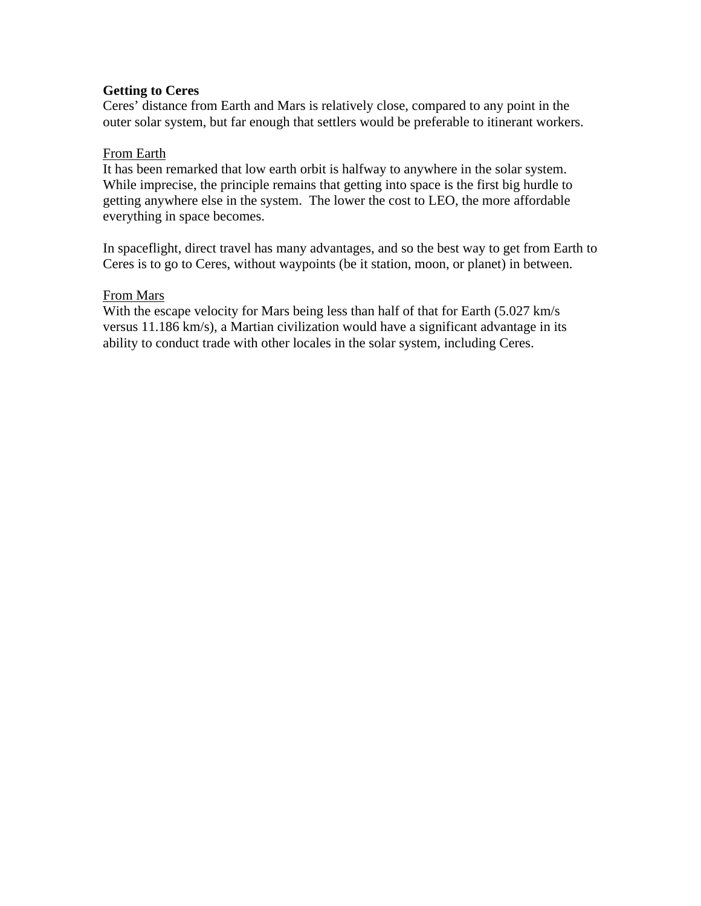**Getting to Ceres**

Ceres' distance from Earth and Mars is relatively close, compared to any point in the outer solar system, but far enough that settlers would be preferable to itinerant workers.

<u>From Earth</u>

It has been remarked that low earth orbit is halfway to anywhere in the solar system. While imprecise, the principle remains that getting into space is the first big hurdle to getting anywhere else in the system. The lower the cost to LEO, the more affordable everything in space becomes.

In spaceflight, direct travel has many advantages, and so the best way to get from Earth to Ceres is to go to Ceres, without waypoints (be it station, moon, or planet) in between.

<u>From Mars</u>

With the escape velocity for Mars being less than half of that for Earth (5.027 km/s versus 11.186 km/s), a Martian civilization would have a significant advantage in its ability to conduct trade with other locales in the solar system, including Ceres.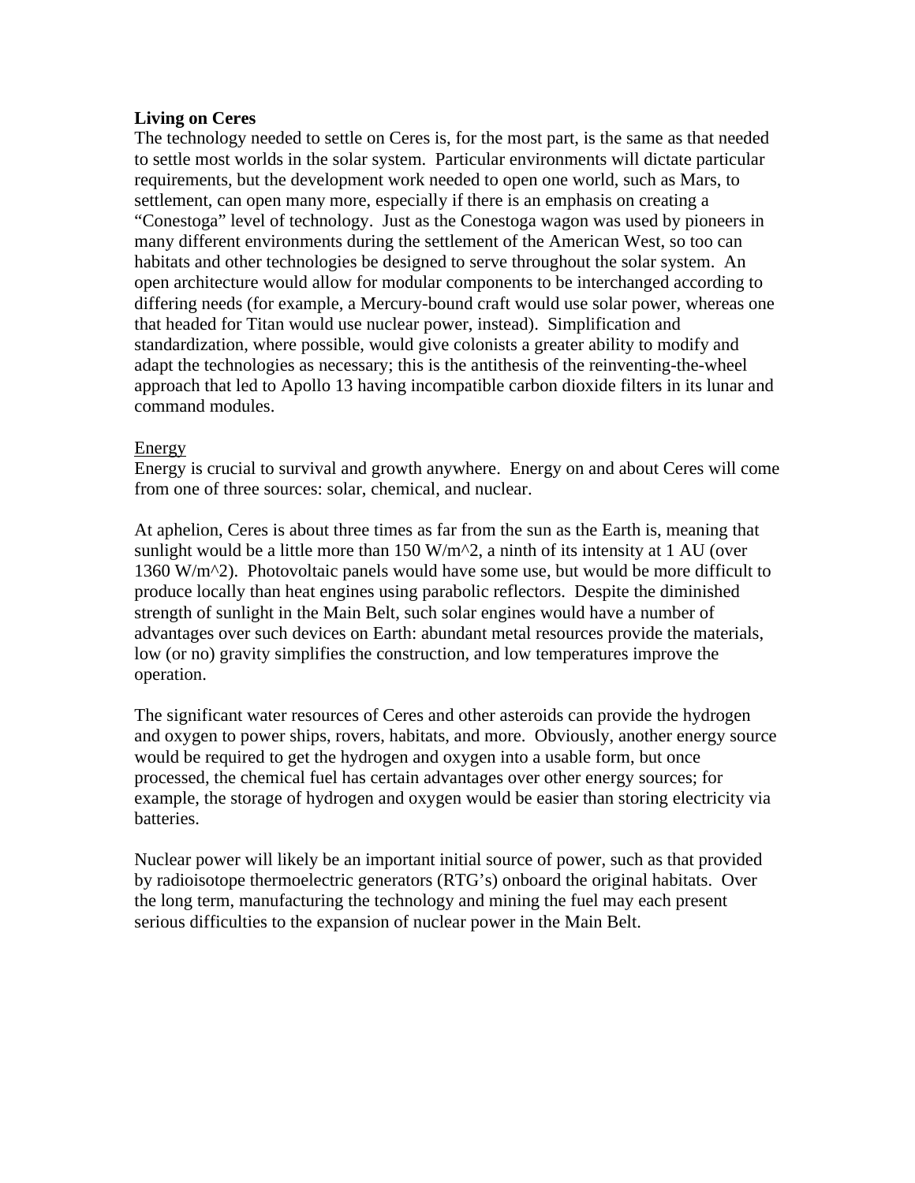**Living on Ceres**

The technology needed to settle on Ceres is, for the most part, is the same as that needed to settle most worlds in the solar system. Particular environments will dictate particular requirements, but the development work needed to open one world, such as Mars, to settlement, can open many more, especially if there is an emphasis on creating a "Conestoga" level of technology. Just as the Conestoga wagon was used by pioneers in many different environments during the settlement of the American West, so too can habitats and other technologies be designed to serve throughout the solar system. An open architecture would allow for modular components to be interchanged according to differing needs (for example, a Mercury-bound craft would use solar power, whereas one that headed for Titan would use nuclear power, instead). Simplification and standardization, where possible, would give colonists a greater ability to modify and adapt the technologies as necessary; this is the antithesis of the reinventing-the-wheel approach that led to Apollo 13 having incompatible carbon dioxide filters in its lunar and command modules.

<u>Energy</u>

Energy is crucial to survival and growth anywhere. Energy on and about Ceres will come from one of three sources: solar, chemical, and nuclear.

At aphelion, Ceres is about three times as far from the sun as the Earth is, meaning that sunlight would be a little more than 150 W/m^2, a ninth of its intensity at 1 AU (over 1360 W/m^2). Photovoltaic panels would have some use, but would be more difficult to produce locally than heat engines using parabolic reflectors. Despite the diminished strength of sunlight in the Main Belt, such solar engines would have a number of advantages over such devices on Earth: abundant metal resources provide the materials, low (or no) gravity simplifies the construction, and low temperatures improve the operation.

The significant water resources of Ceres and other asteroids can provide the hydrogen and oxygen to power ships, rovers, habitats, and more. Obviously, another energy source would be required to get the hydrogen and oxygen into a usable form, but once processed, the chemical fuel has certain advantages over other energy sources; for example, the storage of hydrogen and oxygen would be easier than storing electricity via batteries.

Nuclear power will likely be an important initial source of power, such as that provided by radioisotope thermoelectric generators (RTG's) onboard the original habitats. Over the long term, manufacturing the technology and mining the fuel may each present serious difficulties to the expansion of nuclear power in the Main Belt.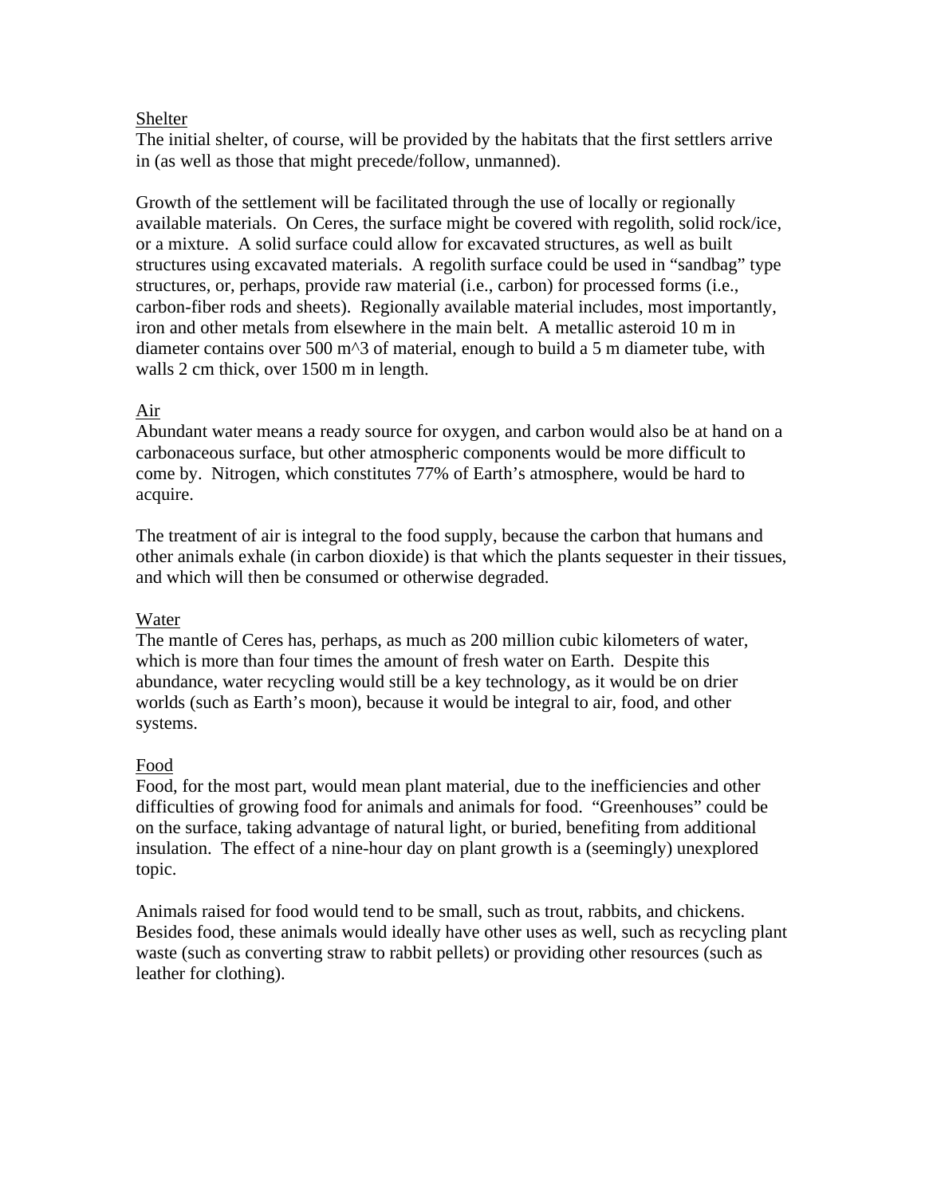## Shelter

The initial shelter, of course, will be provided by the habitats that the first settlers arrive in (as well as those that might precede/follow, unmanned).

Growth of the settlement will be facilitated through the use of locally or regionally available materials. On Ceres, the surface might be covered with regolith, solid rock/ice, or a mixture. A solid surface could allow for excavated structures, as well as built structures using excavated materials. A regolith surface could be used in "sandbag" type structures, or, perhaps, provide raw material (i.e., carbon) for processed forms (i.e., carbon-fiber rods and sheets). Regionally available material includes, most importantly, iron and other metals from elsewhere in the main belt. A metallic asteroid 10 m in diameter contains over 500 $m^3$ of material, enough to build a 5 m diameter tube, with walls 2 cm thick, over 1500 m in length.

## Air

Abundant water means a ready source for oxygen, and carbon would also be at hand on a carbonaceous surface, but other atmospheric components would be more difficult to come by. Nitrogen, which constitutes 77% of Earth's atmosphere, would be hard to acquire.

The treatment of air is integral to the food supply, because the carbon that humans and other animals exhale (in carbon dioxide) is that which the plants sequester in their tissues, and which will then be consumed or otherwise degraded.

## Water

The mantle of Ceres has, perhaps, as much as 200 million cubic kilometers of water, which is more than four times the amount of fresh water on Earth. Despite this abundance, water recycling would still be a key technology, as it would be on drier worlds (such as Earth's moon), because it would be integral to air, food, and other systems.

## Food

Food, for the most part, would mean plant material, due to the inefficiencies and other difficulties of growing food for animals and animals for food. "Greenhouses" could be on the surface, taking advantage of natural light, or buried, benefiting from additional insulation. The effect of a nine-hour day on plant growth is a (seemingly) unexplored topic.

Animals raised for food would tend to be small, such as trout, rabbits, and chickens. Besides food, these animals would ideally have other uses as well, such as recycling plant waste (such as converting straw to rabbit pellets) or providing other resources (such as leather for clothing).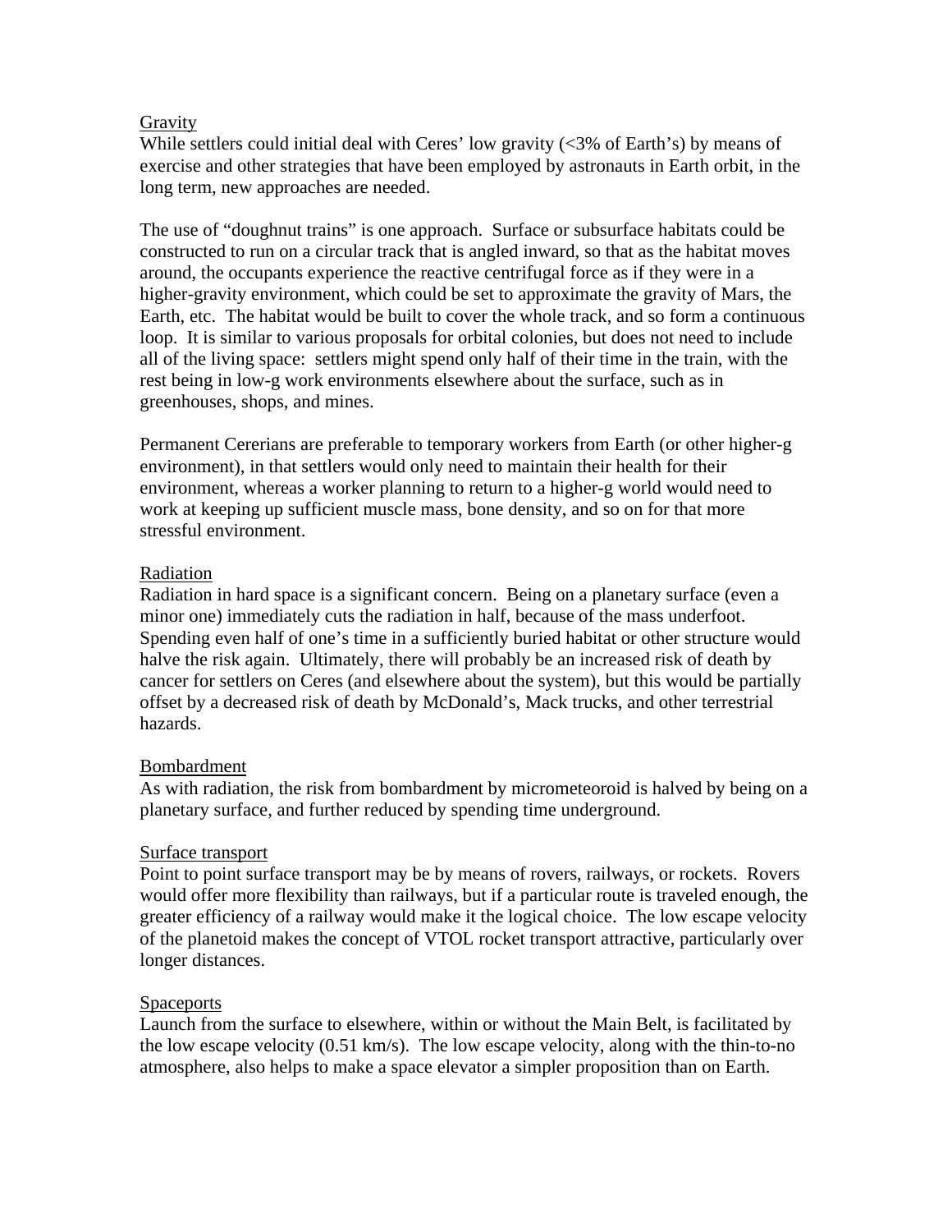<u>Gravity</u>

While settlers could initial deal with Ceres' low gravity (<3% of Earth's) by means of exercise and other strategies that have been employed by astronauts in Earth orbit, in the long term, new approaches are needed.

The use of "doughnut trains" is one approach. Surface or subsurface habitats could be constructed to run on a circular track that is angled inward, so that as the habitat moves around, the occupants experience the reactive centrifugal force as if they were in a higher-gravity environment, which could be set to approximate the gravity of Mars, the Earth, etc. The habitat would be built to cover the whole track, and so form a continuous loop. It is similar to various proposals for orbital colonies, but does not need to include all of the living space: settlers might spend only half of their time in the train, with the rest being in low-g work environments elsewhere about the surface, such as in greenhouses, shops, and mines.

Permanent Cererians are preferable to temporary workers from Earth (or other higher-g environment), in that settlers would only need to maintain their health for their environment, whereas a worker planning to return to a higher-g world would need to work at keeping up sufficient muscle mass, bone density, and so on for that more stressful environment.

<u>Radiation</u>

Radiation in hard space is a significant concern. Being on a planetary surface (even a minor one) immediately cuts the radiation in half, because of the mass underfoot. Spending even half of one's time in a sufficiently buried habitat or other structure would halve the risk again. Ultimately, there will probably be an increased risk of death by cancer for settlers on Ceres (and elsewhere about the system), but this would be partially offset by a decreased risk of death by McDonald's, Mack trucks, and other terrestrial hazards.

<u>Bombardment</u>

As with radiation, the risk from bombardment by micrometeoroid is halved by being on a planetary surface, and further reduced by spending time underground.

<u>Surface transport</u>

Point to point surface transport may be by means of rovers, railways, or rockets. Rovers would offer more flexibility than railways, but if a particular route is traveled enough, the greater efficiency of a railway would make it the logical choice. The low escape velocity of the planetoid makes the concept of VTOL rocket transport attractive, particularly over longer distances.

<u>Spaceports</u>

Launch from the surface to elsewhere, within or without the Main Belt, is facilitated by the low escape velocity (0.51 km/s). The low escape velocity, along with the thin-to-no atmosphere, also helps to make a space elevator a simpler proposition than on Earth.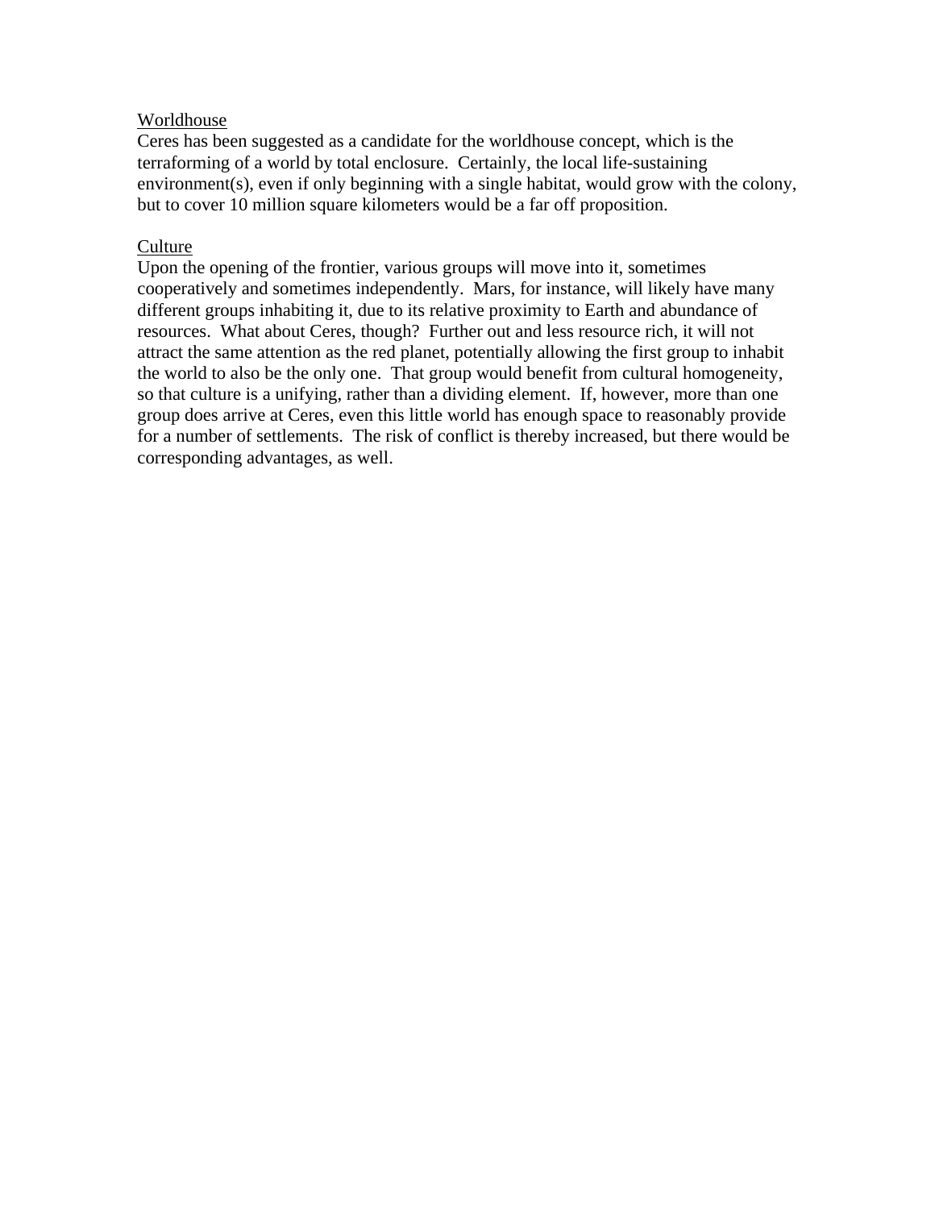## Worldhouse

Ceres has been suggested as a candidate for the worldhouse concept, which is the terraforming of a world by total enclosure. Certainly, the local life-sustaining environment(s), even if only beginning with a single habitat, would grow with the colony, but to cover 10 million square kilometers would be a far off proposition.

## Culture

Upon the opening of the frontier, various groups will move into it, sometimes cooperatively and sometimes independently. Mars, for instance, will likely have many different groups inhabiting it, due to its relative proximity to Earth and abundance of resources. What about Ceres, though? Further out and less resource rich, it will not attract the same attention as the red planet, potentially allowing the first group to inhabit the world to also be the only one. That group would benefit from cultural homogeneity, so that culture is a unifying, rather than a dividing element. If, however, more than one group does arrive at Ceres, even this little world has enough space to reasonably provide for a number of settlements. The risk of conflict is thereby increased, but there would be corresponding advantages, as well.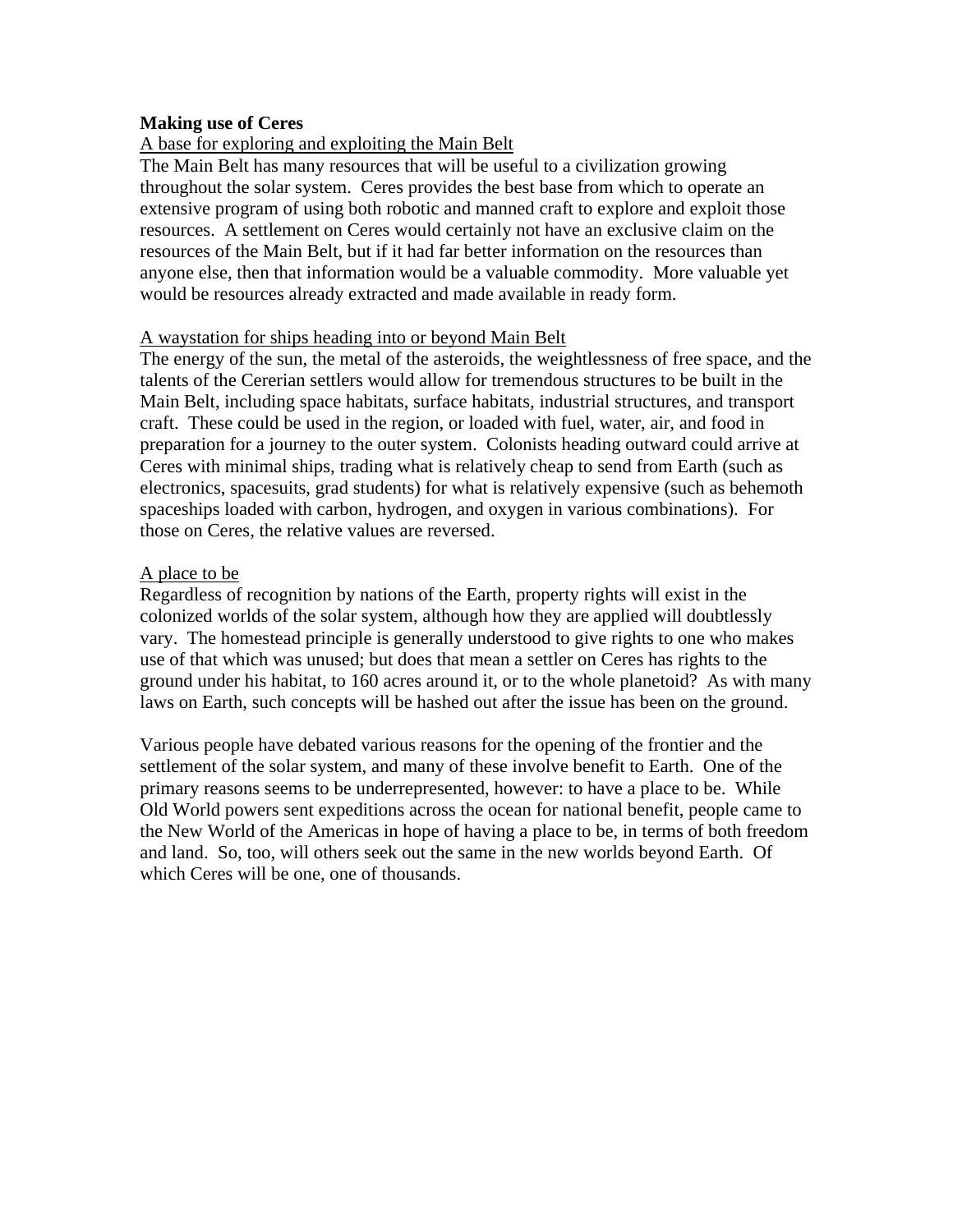**Making use of Ceres**

A base for exploring and exploiting the Main Belt

The Main Belt has many resources that will be useful to a civilization growing throughout the solar system. Ceres provides the best base from which to operate an extensive program of using both robotic and manned craft to explore and exploit those resources. A settlement on Ceres would certainly not have an exclusive claim on the resources of the Main Belt, but if it had far better information on the resources than anyone else, then that information would be a valuable commodity. More valuable yet would be resources already extracted and made available in ready form.

A waystation for ships heading into or beyond Main Belt

The energy of the sun, the metal of the asteroids, the weightlessness of free space, and the talents of the Cererian settlers would allow for tremendous structures to be built in the Main Belt, including space habitats, surface habitats, industrial structures, and transport craft. These could be used in the region, or loaded with fuel, water, air, and food in preparation for a journey to the outer system. Colonists heading outward could arrive at Ceres with minimal ships, trading what is relatively cheap to send from Earth (such as electronics, spacesuits, grad students) for what is relatively expensive (such as behemoth spaceships loaded with carbon, hydrogen, and oxygen in various combinations). For those on Ceres, the relative values are reversed.

A place to be

Regardless of recognition by nations of the Earth, property rights will exist in the colonized worlds of the solar system, although how they are applied will doubtlessly vary. The homestead principle is generally understood to give rights to one who makes use of that which was unused; but does that mean a settler on Ceres has rights to the ground under his habitat, to 160 acres around it, or to the whole planetoid? As with many laws on Earth, such concepts will be hashed out after the issue has been on the ground.

Various people have debated various reasons for the opening of the frontier and the settlement of the solar system, and many of these involve benefit to Earth. One of the primary reasons seems to be underrepresented, however: to have a place to be. While Old World powers sent expeditions across the ocean for national benefit, people came to the New World of the Americas in hope of having a place to be, in terms of both freedom and land. So, too, will others seek out the same in the new worlds beyond Earth. Of which Ceres will be one, one of thousands.